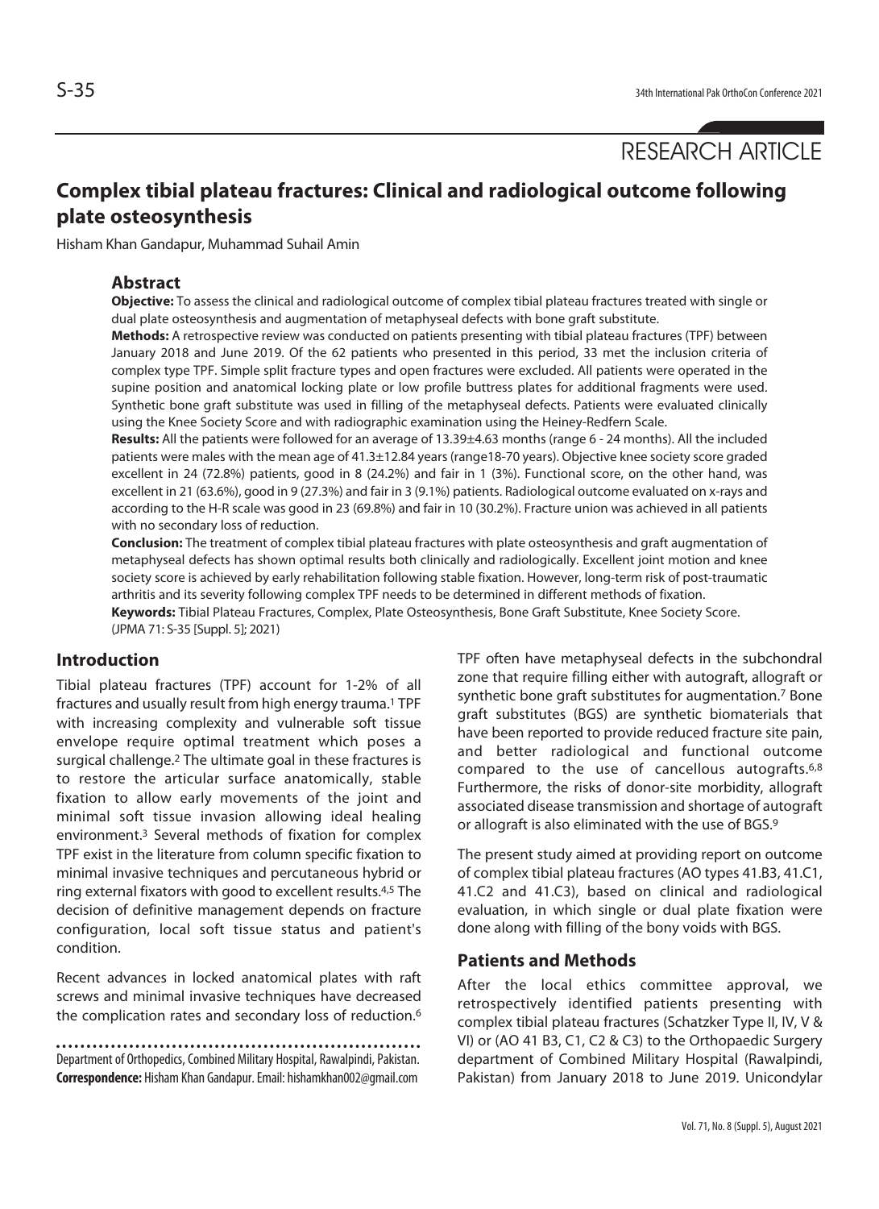RESEARCH ARTICLE

# Complex tibial plateau fractures: Clinical and radiological outcome following plate osteosynthesis

Hisham Khan Gandapur, Muhammad Suhail Amin

## Abstract

**Objective:** To assess the clinical and radiological outcome of complex tibial plateau fractures treated with single or dual plate osteosynthesis and augmentation of metaphyseal defects with bone graft substitute.

**Methods:** A retrospective review was conducted on patients presenting with tibial plateau fractures (TPF) between January 2018 and June 2019. Of the 62 patients who presented in this period, 33 met the inclusion criteria of complex type TPF. Simple split fracture types and open fractures were excluded. All patients were operated in the supine position and anatomical locking plate or low profile buttress plates for additional fragments were used. Synthetic bone graft substitute was used in filling of the metaphyseal defects. Patients were evaluated clinically using the Knee Society Score and with radiographic examination using the Heiney-Redfern Scale.

**Results:** All the patients were followed for an average of 13.39±4.63 months (range 6 - 24 months). All the included patients were males with the mean age of 41.3±12.84 years (range18-70 years). Objective knee society score graded excellent in 24 (72.8%) patients, good in 8 (24.2%) and fair in 1 (3%). Functional score, on the other hand, was excellent in 21 (63.6%), good in 9 (27.3%) and fair in 3 (9.1%) patients. Radiological outcome evaluated on x-rays and according to the H-R scale was good in 23 (69.8%) and fair in 10 (30.2%). Fracture union was achieved in all patients with no secondary loss of reduction.

**Conclusion:** The treatment of complex tibial plateau fractures with plate osteosynthesis and graft augmentation of metaphyseal defects has shown optimal results both clinically and radiologically. Excellent joint motion and knee society score is achieved by early rehabilitation following stable fixation. However, long-term risk of post-traumatic arthritis and its severity following complex TPF needs to be determined in different methods of fixation.

**Keywords:** Tibial Plateau Fractures, Complex, Plate Osteosynthesis, Bone Graft Substitute, Knee Society Score.

(JPMA 71: S-35 [Suppl. 5]; 2021)

## Introduction

Tibial plateau fractures (TPF) account for 1-2% of all fractures and usually result from high energy trauma.[1] TPF with increasing complexity and vulnerable soft tissue envelope require optimal treatment which poses a surgical challenge.[2] The ultimate goal in these fractures is to restore the articular surface anatomically, stable fixation to allow early movements of the joint and minimal soft tissue invasion allowing ideal healing environment.[3] Several methods of fixation for complex TPF exist in the literature from column specific fixation to minimal invasive techniques and percutaneous hybrid or ring external fixators with good to excellent results.[4,5] The decision of definitive management depends on fracture configuration, local soft tissue status and patient's condition.

Recent advances in locked anatomical plates with raft screws and minimal invasive techniques have decreased the complication rates and secondary loss of reduction.[6] TPF often have metaphyseal defects in the subchondral zone that require filling either with autograft, allograft or synthetic bone graft substitutes for augmentation.[7] Bone graft substitutes (BGS) are synthetic biomaterials that have been reported to provide reduced fracture site pain, and better radiological and functional outcome compared to the use of cancellous autografts.[6,8] Furthermore, the risks of donor-site morbidity, allograft associated disease transmission and shortage of autograft or allograft is also eliminated with the use of BGS.[9]

The present study aimed at providing report on outcome of complex tibial plateau fractures (AO types 41.B3, 41.C1, 41.C2 and 41.C3), based on clinical and radiological evaluation, in which single or dual plate fixation were done along with filling of the bony voids with BGS.

## Patients and Methods

After the local ethics committee approval, we retrospectively identified patients presenting with complex tibial plateau fractures (Schatzker Type II, IV, V & VI) or (AO 41 B3, C1, C2 & C3) to the Orthopaedic Surgery department of Combined Military Hospital (Rawalpindi, Pakistan) from January 2018 to June 2019. Unicondylar

Department of Orthopedics, Combined Military Hospital, Rawalpindi, Pakistan.

**Correspondence:** Hisham Khan Gandapur. Email: hishamkhan002@gmail.com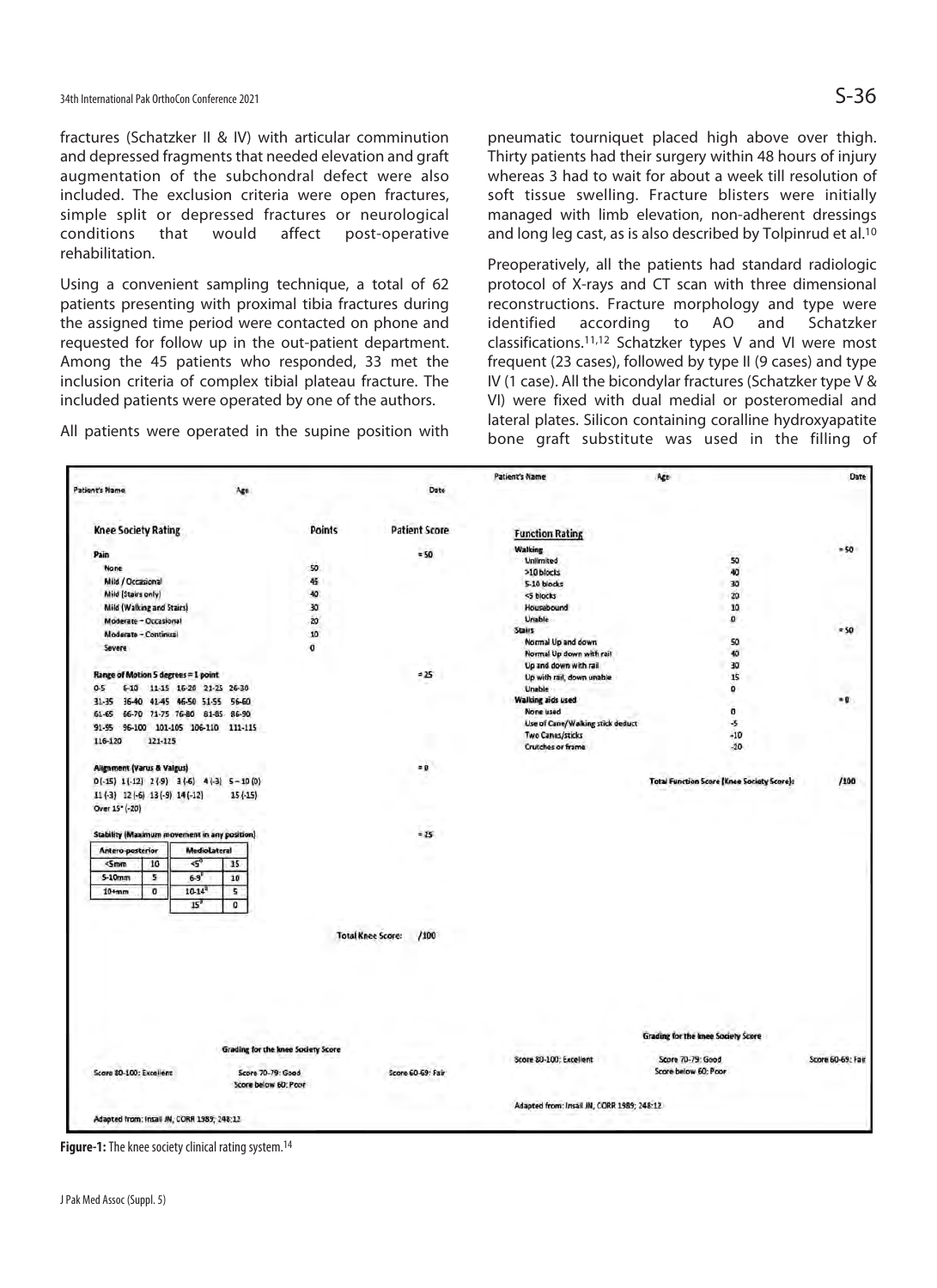fractures (Schatzker II & IV) with articular comminution and depressed fragments that needed elevation and graft augmentation of the subchondral defect were also included. The exclusion criteria were open fractures, simple split or depressed fractures or neurological conditions that would affect post-operative rehabilitation.

Using a convenient sampling technique, a total of 62 patients presenting with proximal tibia fractures during the assigned time period were contacted on phone and requested for follow up in the out-patient department. Among the 45 patients who responded, 33 met the inclusion criteria of complex tibial plateau fracture. The included patients were operated by one of the authors.

All patients were operated in the supine position with pneumatic tourniquet placed high above over thigh. Thirty patients had their surgery within 48 hours of injury whereas 3 had to wait for about a week till resolution of soft tissue swelling. Fracture blisters were initially managed with limb elevation, non-adherent dressings and long leg cast, as is also described by Tolpinrud et al.[10]

Preoperatively, all the patients had standard radiologic protocol of X-rays and CT scan with three dimensional reconstructions. Fracture morphology and type were identified according to AO and Schatzker classifications.[11,12] Schatzker types V and VI were most frequent (23 cases), followed by type II (9 cases) and type IV (1 case). All the bicondylar fractures (Schatzker type V & VI) were fixed with dual medial or posteromedial and lateral plates. Silicon containing coralline hydroxyapatite bone graft substitute was used in the filling of

Patient's Name Age Date

**Knee Society Rating** — Points — Patient Score

**Pain** = 50
- None 50
- Mild / Occasional 45
- Mild (Stairs only) 40
- Mild (Walking and Stairs) 30
- Moderate – Occasional 20
- Moderate – Continual 10
- Severe 0

**Range of Motion 5 degrees = 1 point** = 25
0-5 6-10 11-15 16-20 21-25 26-30
31-35 36-40 41-45 46-50 51-55 56-60
61-65 66-70 71-75 76-80 81-85 86-90
91-95 96-100 101-105 106-110 111-115
116-120 121-125

**Alignment (Varus & Valgus)** = 0
0 (-15) 1 (-12) 2 (-9) 3 (-6) 4 (-3) 5 – 10 (0)
11 (-3) 12 (-6) 13 (-9) 14 (-12) 15 (-15)
Over 15° (-20)

**Stability (Maximum movement in any position)** = 25

| Antero-posterior | | Mediolateral | |
|---|---|---|---|
| <5mm | 10 | <5° | 15 |
| 5-10mm | 5 | 6-9° | 10 |
| 10+mm | 0 | 10-14° | 5 |
| | | 15° | 0 |

Total Knee Score: /100

Grading for the knee Society Score
Score 80-100: Excellent — Score 70-79: Good — Score 60-69: Fair — Score below 60: Poor

Adapted from: Insall JN, CORR 1989; 248:13

Patient's Name Age Date

**Function Rating**

**Walking** = 50
- Unlimited 50
- >10 blocks 40
- 5-10 blocks 30
- <5 blocks 20
- Housebound 10
- Unable 0

**Stairs** = 50
- Normal Up and down 50
- Normal Up down with rail 40
- Up and down with rail 30
- Up with rail, down unable 15
- Unable 0

**Walking aids used** = 0
- None used 0
- Use of Cane/Walking stick deduct -5
- Two Canes/sticks -10
- Crutches or frame -20

Total Function Score (Knee Society Score): /100

Grading for the knee Society Score
Score 80-100: Excellent — Score 70-79: Good — Score 60-69: Fair — Score below 60: Poor

Adapted from: Insall JN, CORR 1989; 248:13

**Figure-1:** The knee society clinical rating system.[14]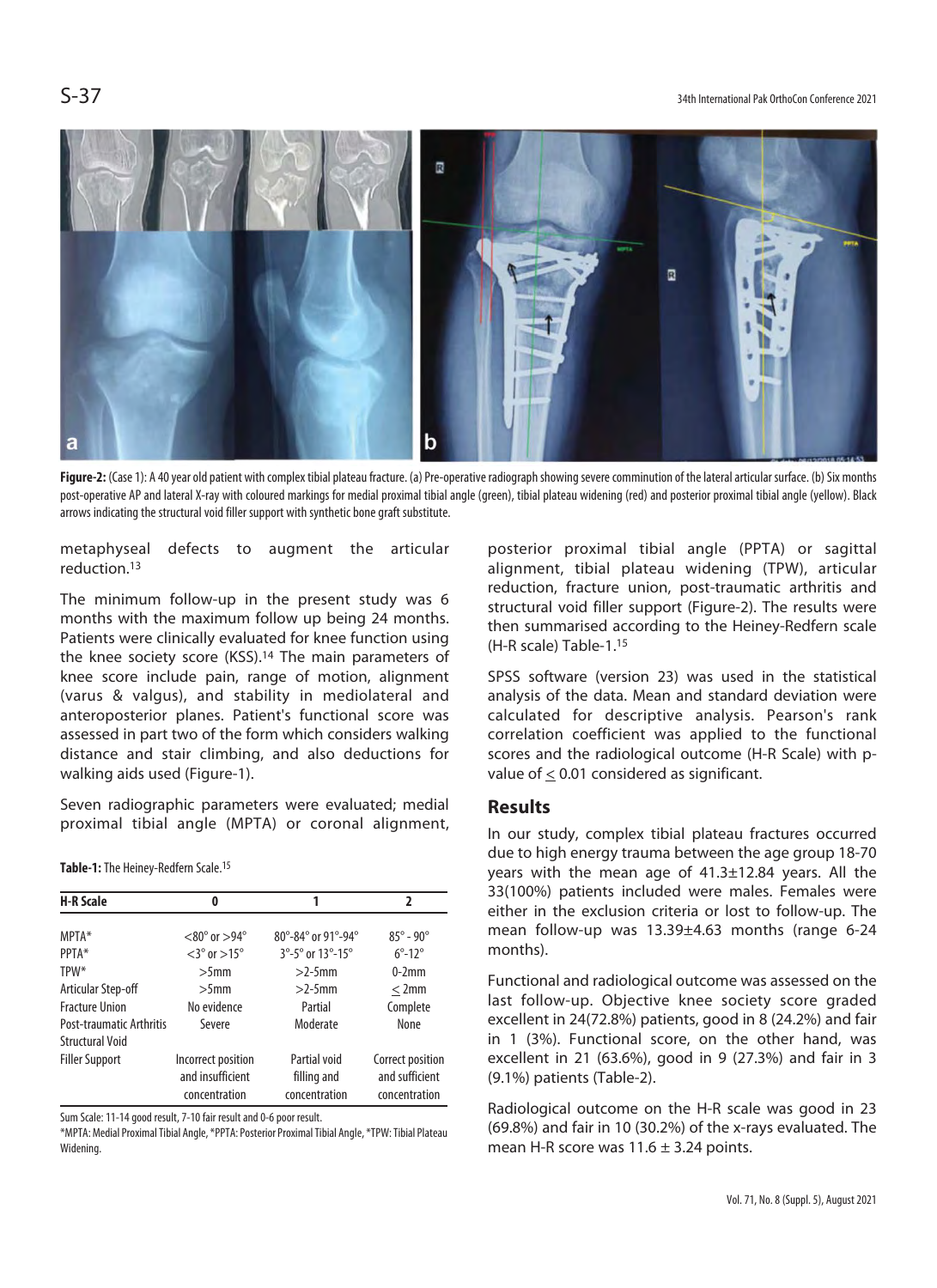**Figure-2:** (Case 1): A 40 year old patient with complex tibial plateau fracture. (a) Pre-operative radiograph showing severe comminution of the lateral articular surface. (b) Six months post-operative AP and lateral X-ray with coloured markings for medial proximal tibial angle (green), tibial plateau widening (red) and posterior proximal tibial angle (yellow). Black arrows indicating the structural void filler support with synthetic bone graft substitute.

metaphyseal defects to augment the articular reduction.[13]

The minimum follow-up in the present study was 6 months with the maximum follow up being 24 months. Patients were clinically evaluated for knee function using the knee society score (KSS).[14] The main parameters of knee score include pain, range of motion, alignment (varus & valgus), and stability in mediolateral and anteroposterior planes. Patient's functional score was assessed in part two of the form which considers walking distance and stair climbing, and also deductions for walking aids used (Figure-1).

Seven radiographic parameters were evaluated; medial proximal tibial angle (MPTA) or coronal alignment, posterior proximal tibial angle (PPTA) or sagittal alignment, tibial plateau widening (TPW), articular reduction, fracture union, post-traumatic arthritis and structural void filler support (Figure-2). The results were then summarised according to the Heiney-Redfern scale (H-R scale) Table-1.[15]

**Table-1:** The Heiney-Redfern Scale.[15]

| H-R Scale | 0 | 1 | 2 |
|---|---|---|---|
| MPTA* | <80° or >94° | 80°-84° or 91°-94° | 85° - 90° |
| PPTA* | <3° or >15° | 3°-5° or 13°-15° | 6°-12° |
| TPW* | >5mm | >2-5mm | 0-2mm |
| Articular Step-off | >5mm | >2-5mm | ≤ 2mm |
| Fracture Union | No evidence | Partial | Complete |
| Post-traumatic Arthritis | Severe | Moderate | None |
| Structural Void Filler Support | Incorrect position and insufficient concentration | Partial void filling and concentration | Correct position and sufficient concentration |

Sum Scale: 11-14 good result, 7-10 fair result and 0-6 poor result.

*MPTA: Medial Proximal Tibial Angle, *PPTA: Posterior Proximal Tibial Angle, *TPW: Tibial Plateau Widening.

SPSS software (version 23) was used in the statistical analysis of the data. Mean and standard deviation were calculated for descriptive analysis. Pearson's rank correlation coefficient was applied to the functional scores and the radiological outcome (H-R Scale) with p-value of $\leq 0.01$ considered as significant.

## Results

In our study, complex tibial plateau fractures occurred due to high energy trauma between the age group 18-70 years with the mean age of 41.3±12.84 years. All the 33(100%) patients included were males. Females were either in the exclusion criteria or lost to follow-up. The mean follow-up was 13.39±4.63 months (range 6-24 months).

Functional and radiological outcome was assessed on the last follow-up. Objective knee society score graded excellent in 24(72.8%) patients, good in 8 (24.2%) and fair in 1 (3%). Functional score, on the other hand, was excellent in 21 (63.6%), good in 9 (27.3%) and fair in 3 (9.1%) patients (Table-2).

Radiological outcome on the H-R scale was good in 23 (69.8%) and fair in 10 (30.2%) of the x-rays evaluated. The mean H-R score was 11.6 ± 3.24 points.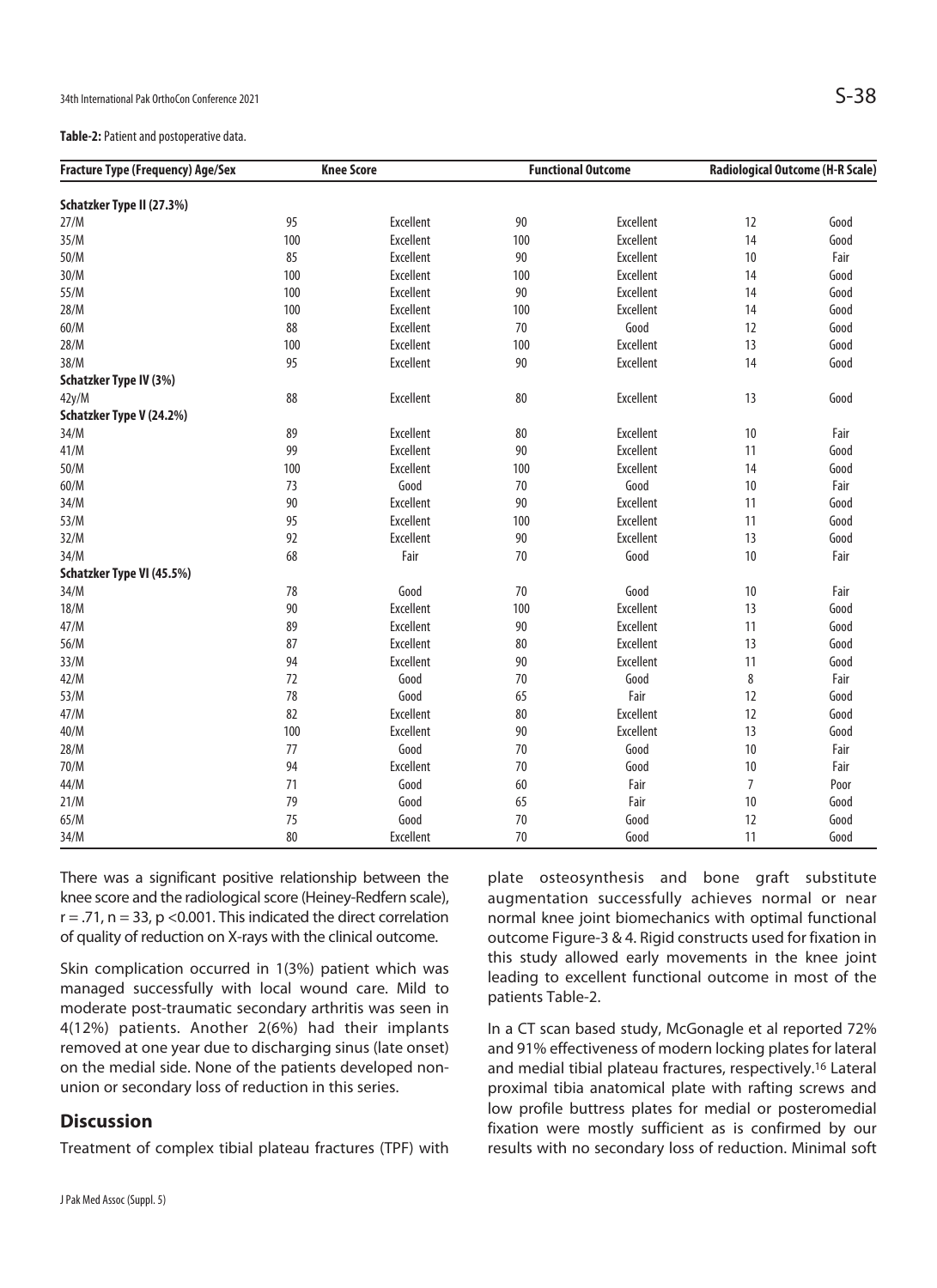**Table-2:** Patient and postoperative data.

| Fracture Type (Frequency) Age/Sex | Knee Score | | Functional Outcome | | Radiological Outcome (H-R Scale) | |
|---|---|---|---|---|---|---|
| **Schatzker Type II (27.3%)** | | | | | | |
| 27/M | 95 | Excellent | 90 | Excellent | 12 | Good |
| 35/M | 100 | Excellent | 100 | Excellent | 14 | Good |
| 50/M | 85 | Excellent | 90 | Excellent | 10 | Fair |
| 30/M | 100 | Excellent | 100 | Excellent | 14 | Good |
| 55/M | 100 | Excellent | 90 | Excellent | 14 | Good |
| 28/M | 100 | Excellent | 100 | Excellent | 14 | Good |
| 60/M | 88 | Excellent | 70 | Good | 12 | Good |
| 28/M | 100 | Excellent | 100 | Excellent | 13 | Good |
| 38/M | 95 | Excellent | 90 | Excellent | 14 | Good |
| **Schatzker Type IV (3%)** | | | | | | |
| 42y/M | 88 | Excellent | 80 | Excellent | 13 | Good |
| **Schatzker Type V (24.2%)** | | | | | | |
| 34/M | 89 | Excellent | 80 | Excellent | 10 | Fair |
| 41/M | 99 | Excellent | 90 | Excellent | 11 | Good |
| 50/M | 100 | Excellent | 100 | Excellent | 14 | Good |
| 60/M | 73 | Good | 70 | Good | 10 | Fair |
| 34/M | 90 | Excellent | 90 | Excellent | 11 | Good |
| 53/M | 95 | Excellent | 100 | Excellent | 11 | Good |
| 32/M | 92 | Excellent | 90 | Excellent | 13 | Good |
| 34/M | 68 | Fair | 70 | Good | 10 | Fair |
| **Schatzker Type VI (45.5%)** | | | | | | |
| 34/M | 78 | Good | 70 | Good | 10 | Fair |
| 18/M | 90 | Excellent | 100 | Excellent | 13 | Good |
| 47/M | 89 | Excellent | 90 | Excellent | 11 | Good |
| 56/M | 87 | Excellent | 80 | Excellent | 13 | Good |
| 33/M | 94 | Excellent | 90 | Excellent | 11 | Good |
| 42/M | 72 | Good | 70 | Good | 8 | Fair |
| 53/M | 78 | Good | 65 | Fair | 12 | Good |
| 47/M | 82 | Excellent | 80 | Excellent | 12 | Good |
| 40/M | 100 | Excellent | 90 | Excellent | 13 | Good |
| 28/M | 77 | Good | 70 | Good | 10 | Fair |
| 70/M | 94 | Excellent | 70 | Good | 10 | Fair |
| 44/M | 71 | Good | 60 | Fair | 7 | Poor |
| 21/M | 79 | Good | 65 | Fair | 10 | Good |
| 65/M | 75 | Good | 70 | Good | 12 | Good |
| 34/M | 80 | Excellent | 70 | Good | 11 | Good |

There was a significant positive relationship between the knee score and the radiological score (Heiney-Redfern scale), $r = .71$, $n = 33$, $p < 0.001$. This indicated the direct correlation of quality of reduction on X-rays with the clinical outcome.

Skin complication occurred in 1(3%) patient which was managed successfully with local wound care. Mild to moderate post-traumatic secondary arthritis was seen in 4(12%) patients. Another 2(6%) had their implants removed at one year due to discharging sinus (late onset) on the medial side. None of the patients developed non-union or secondary loss of reduction in this series.

## Discussion

Treatment of complex tibial plateau fractures (TPF) with plate osteosynthesis and bone graft substitute augmentation successfully achieves normal or near normal knee joint biomechanics with optimal functional outcome Figure-3 & 4. Rigid constructs used for fixation in this study allowed early movements in the knee joint leading to excellent functional outcome in most of the patients Table-2.

In a CT scan based study, McGonagle et al reported 72% and 91% effectiveness of modern locking plates for lateral and medial tibial plateau fractures, respectively.[16] Lateral proximal tibia anatomical plate with rafting screws and low profile buttress plates for medial or posteromedial fixation were mostly sufficient as is confirmed by our results with no secondary loss of reduction. Minimal soft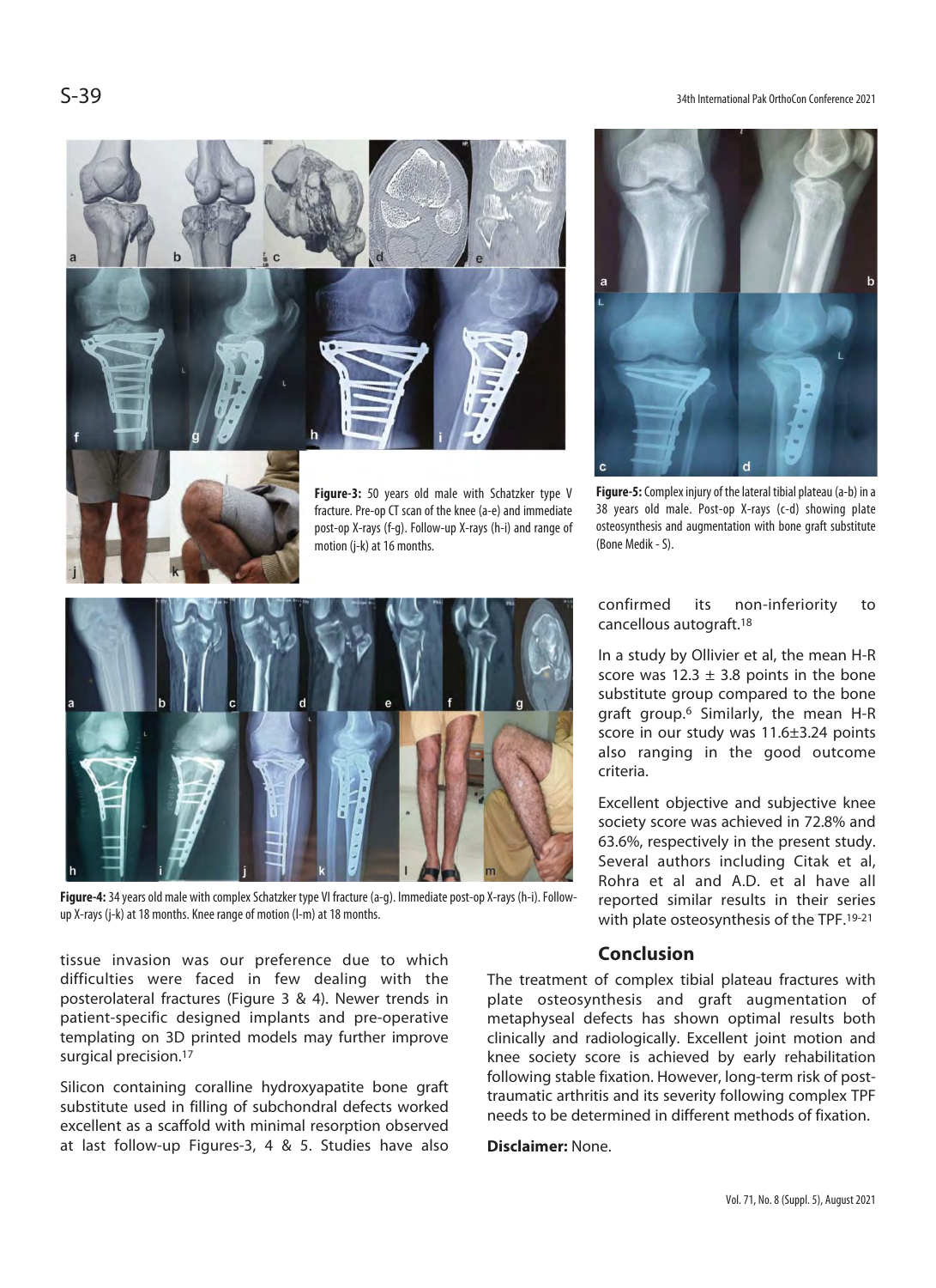**Figure-3:** 50 years old male with Schatzker type V fracture. Pre-op CT scan of the knee (a-e) and immediate post-op X-rays (f-g). Follow-up X-rays (h-i) and range of motion (j-k) at 16 months.

**Figure-5:** Complex injury of the lateral tibial plateau (a-b) in a 38 years old male. Post-op X-rays (c-d) showing plate osteosynthesis and augmentation with bone graft substitute (Bone Medik - S).

**Figure-4:** 34 years old male with complex Schatzker type VI fracture (a-g). Immediate post-op X-rays (h-i). Follow-up X-rays (j-k) at 18 months. Knee range of motion (l-m) at 18 months.

tissue invasion was our preference due to which difficulties were faced in few dealing with the posterolateral fractures (Figure 3 & 4). Newer trends in patient-specific designed implants and pre-operative templating on 3D printed models may further improve surgical precision.[17]

Silicon containing coralline hydroxyapatite bone graft substitute used in filling of subchondral defects worked excellent as a scaffold with minimal resorption observed at last follow-up Figures-3, 4 & 5. Studies have also confirmed its non-inferiority to cancellous autograft.[18]

In a study by Ollivier et al, the mean H-R score was $12.3 \pm 3.8$ points in the bone substitute group compared to the bone graft group.[6] Similarly, the mean H-R score in our study was $11.6 \pm 3.24$ points also ranging in the good outcome criteria.

Excellent objective and subjective knee society score was achieved in 72.8% and 63.6%, respectively in the present study. Several authors including Citak et al, Rohra et al and A.D. et al have all reported similar results in their series with plate osteosynthesis of the TPF.[19-21]

## Conclusion

The treatment of complex tibial plateau fractures with plate osteosynthesis and graft augmentation of metaphyseal defects has shown optimal results both clinically and radiologically. Excellent joint motion and knee society score is achieved by early rehabilitation following stable fixation. However, long-term risk of post-traumatic arthritis and its severity following complex TPF needs to be determined in different methods of fixation.

**Disclaimer:** None.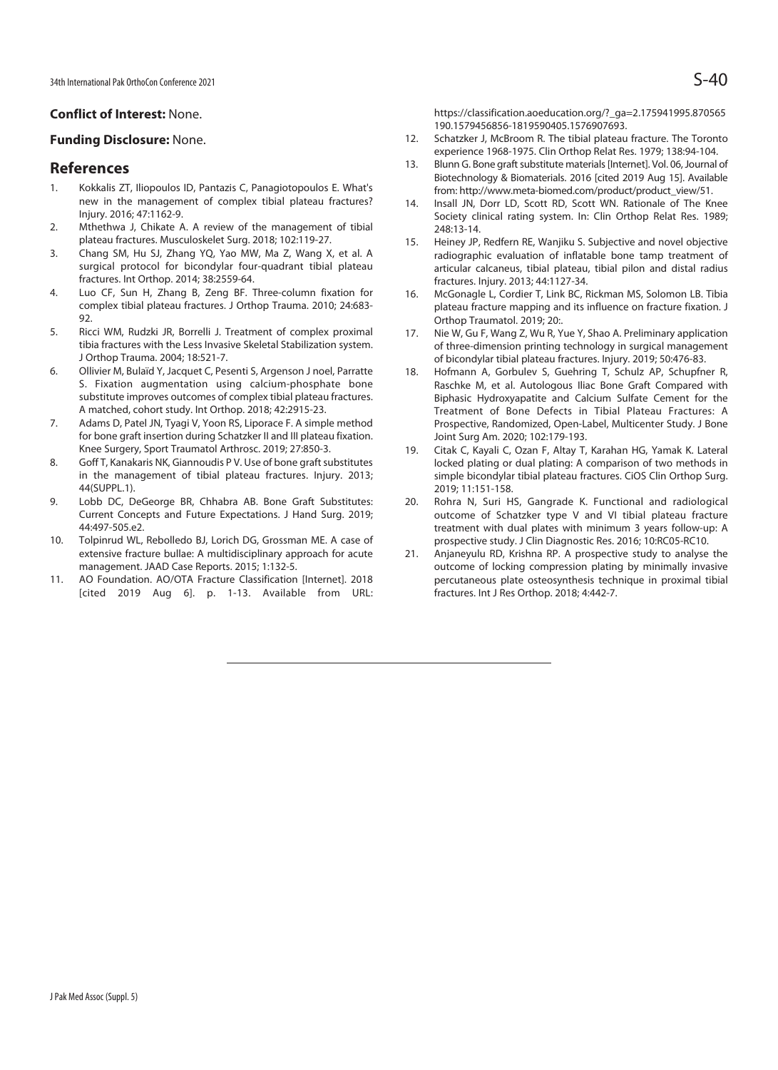**Conflict of Interest:** None.

**Funding Disclosure:** None.

## References

1. Kokkalis ZT, Iliopoulos ID, Pantazis C, Panagiotopoulos E. What's new in the management of complex tibial plateau fractures? Injury. 2016; 47:1162-9.
2. Mthethwa J, Chikate A. A review of the management of tibial plateau fractures. Musculoskelet Surg. 2018; 102:119-27.
3. Chang SM, Hu SJ, Zhang YQ, Yao MW, Ma Z, Wang X, et al. A surgical protocol for bicondylar four-quadrant tibial plateau fractures. Int Orthop. 2014; 38:2559-64.
4. Luo CF, Sun H, Zhang B, Zeng BF. Three-column fixation for complex tibial plateau fractures. J Orthop Trauma. 2010; 24:683-92.
5. Ricci WM, Rudzki JR, Borrelli J. Treatment of complex proximal tibia fractures with the Less Invasive Skeletal Stabilization system. J Orthop Trauma. 2004; 18:521-7.
6. Ollivier M, Bulaïd Y, Jacquet C, Pesenti S, Argenson J noel, Parratte S. Fixation augmentation using calcium-phosphate bone substitute improves outcomes of complex tibial plateau fractures. A matched, cohort study. Int Orthop. 2018; 42:2915-23.
7. Adams D, Patel JN, Tyagi V, Yoon RS, Liporace F. A simple method for bone graft insertion during Schatzker II and III plateau fixation. Knee Surgery, Sport Traumatol Arthrosc. 2019; 27:850-3.
8. Goff T, Kanakaris NK, Giannoudis P V. Use of bone graft substitutes in the management of tibial plateau fractures. Injury. 2013; 44(SUPPL.1).
9. Lobb DC, DeGeorge BR, Chhabra AB. Bone Graft Substitutes: Current Concepts and Future Expectations. J Hand Surg. 2019; 44:497-505.e2.
10. Tolpinrud WL, Rebolledo BJ, Lorich DG, Grossman ME. A case of extensive fracture bullae: A multidisciplinary approach for acute management. JAAD Case Reports. 2015; 1:132-5.
11. AO Foundation. AO/OTA Fracture Classification [Internet]. 2018 [cited 2019 Aug 6]. p. 1-13. Available from URL: https://classification.aoeducation.org/?_ga=2.175941995.870565190.1579456856-1819590405.1576907693.
12. Schatzker J, McBroom R. The tibial plateau fracture. The Toronto experience 1968-1975. Clin Orthop Relat Res. 1979; 138:94-104.
13. Blunn G. Bone graft substitute materials [Internet]. Vol. 06, Journal of Biotechnology & Biomaterials. 2016 [cited 2019 Aug 15]. Available from: http://www.meta-biomed.com/product/product_view/51.
14. Insall JN, Dorr LD, Scott RD, Scott WN. Rationale of The Knee Society clinical rating system. In: Clin Orthop Relat Res. 1989; 248:13-14.
15. Heiney JP, Redfern RE, Wanjiku S. Subjective and novel objective radiographic evaluation of inflatable bone tamp treatment of articular calcaneus, tibial plateau, tibial pilon and distal radius fractures. Injury. 2013; 44:1127-34.
16. McGonagle L, Cordier T, Link BC, Rickman MS, Solomon LB. Tibia plateau fracture mapping and its influence on fracture fixation. J Orthop Traumatol. 2019; 20:.
17. Nie W, Gu F, Wang Z, Wu R, Yue Y, Shao A. Preliminary application of three-dimension printing technology in surgical management of bicondylar tibial plateau fractures. Injury. 2019; 50:476-83.
18. Hofmann A, Gorbulev S, Guehring T, Schulz AP, Schupfner R, Raschke M, et al. Autologous Iliac Bone Graft Compared with Biphasic Hydroxyapatite and Calcium Sulfate Cement for the Treatment of Bone Defects in Tibial Plateau Fractures: A Prospective, Randomized, Open-Label, Multicenter Study. J Bone Joint Surg Am. 2020; 102:179-193.
19. Citak C, Kayali C, Ozan F, Altay T, Karahan HG, Yamak K. Lateral locked plating or dual plating: A comparison of two methods in simple bicondylar tibial plateau fractures. CiOS Clin Orthop Surg. 2019; 11:151-158.
20. Rohra N, Suri HS, Gangrade K. Functional and radiological outcome of Schatzker type V and VI tibial plateau fracture treatment with dual plates with minimum 3 years follow-up: A prospective study. J Clin Diagnostic Res. 2016; 10:RC05-RC10.
21. Anjaneyulu RD, Krishna RP. A prospective study to analyse the outcome of locking compression plating by minimally invasive percutaneous plate osteosynthesis technique in proximal tibial fractures. Int J Res Orthop. 2018; 4:442-7.